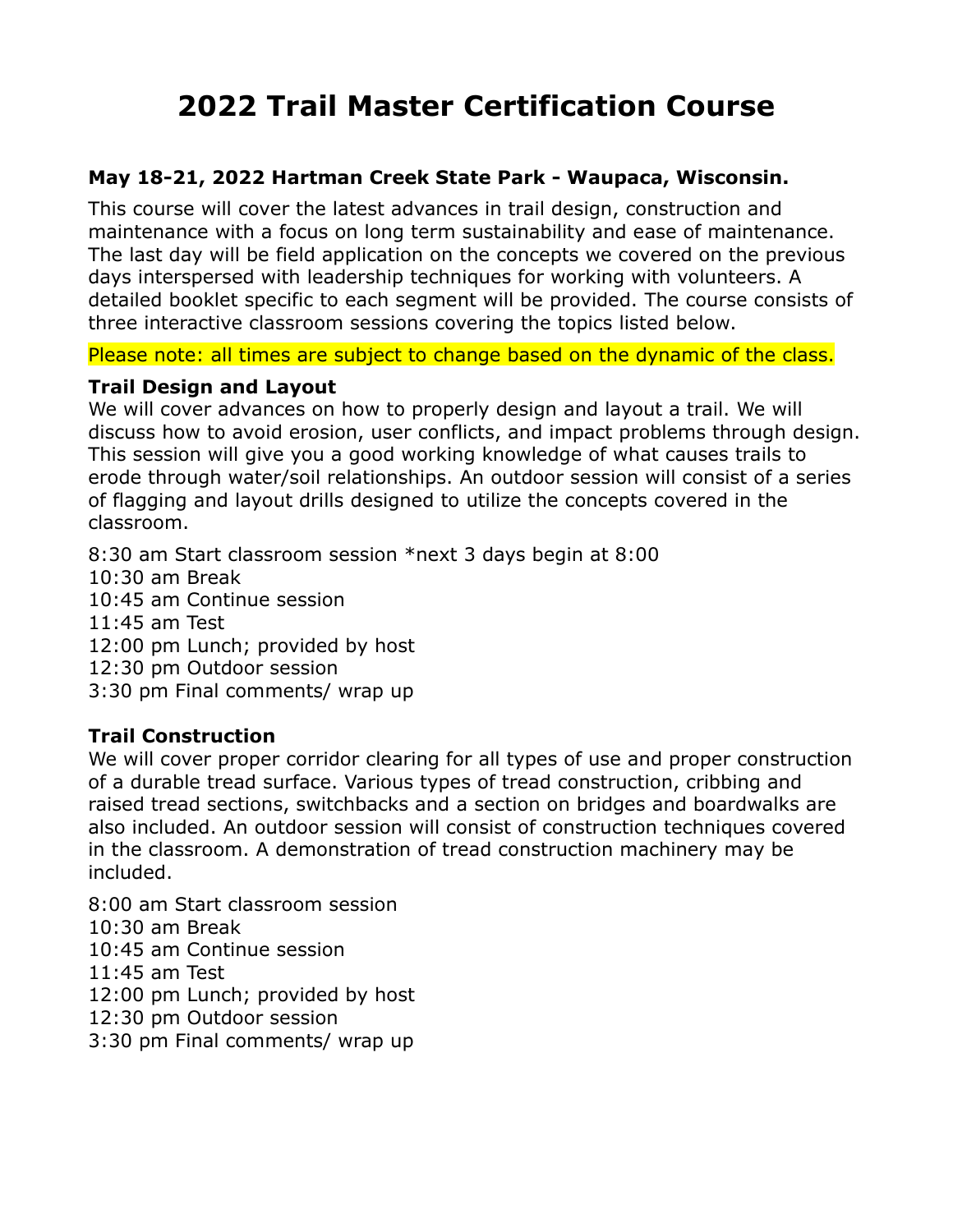# 2022 Trail Master Certification Course

**May 18-21, 2022 Hartman Creek State Park - Waupaca, Wisconsin.**

This course will cover the latest advances in trail design, construction and maintenance with a focus on long term sustainability and ease of maintenance. The last day will be field application on the concepts we covered on the previous days interspersed with leadership techniques for working with volunteers. A detailed booklet specific to each segment will be provided. The course consists of three interactive classroom sessions covering the topics listed below.

Please note: all times are subject to change based on the dynamic of the class.

### Trail Design and Layout

We will cover advances on how to properly design and layout a trail. We will discuss how to avoid erosion, user conflicts, and impact problems through design. This session will give you a good working knowledge of what causes trails to erode through water/soil relationships. An outdoor session will consist of a series of flagging and layout drills designed to utilize the concepts covered in the classroom.

8:30 am Start classroom session *next 3 days begin at 8:00
10:30 am Break
10:45 am Continue session
11:45 am Test
12:00 pm Lunch; provided by host
12:30 pm Outdoor session
3:30 pm Final comments/ wrap up

### Trail Construction

We will cover proper corridor clearing for all types of use and proper construction of a durable tread surface. Various types of tread construction, cribbing and raised tread sections, switchbacks and a section on bridges and boardwalks are also included. An outdoor session will consist of construction techniques covered in the classroom. A demonstration of tread construction machinery may be included.

8:00 am Start classroom session
10:30 am Break
10:45 am Continue session
11:45 am Test
12:00 pm Lunch; provided by host
12:30 pm Outdoor session
3:30 pm Final comments/ wrap up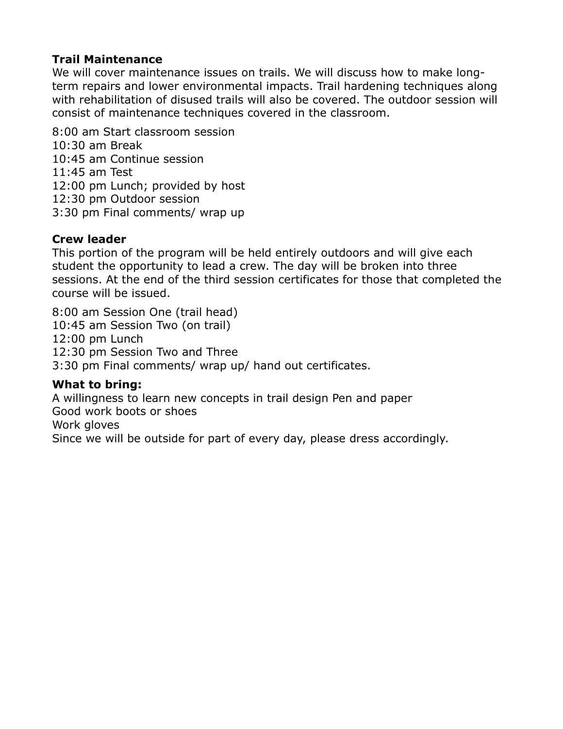**Trail Maintenance**

We will cover maintenance issues on trails. We will discuss how to make long-term repairs and lower environmental impacts. Trail hardening techniques along with rehabilitation of disused trails will also be covered. The outdoor session will consist of maintenance techniques covered in the classroom.

8:00 am Start classroom session
10:30 am Break
10:45 am Continue session
11:45 am Test
12:00 pm Lunch; provided by host
12:30 pm Outdoor session
3:30 pm Final comments/ wrap up

**Crew leader**

This portion of the program will be held entirely outdoors and will give each student the opportunity to lead a crew. The day will be broken into three sessions. At the end of the third session certificates for those that completed the course will be issued.

8:00 am Session One (trail head)
10:45 am Session Two (on trail)
12:00 pm Lunch
12:30 pm Session Two and Three
3:30 pm Final comments/ wrap up/ hand out certificates.

**What to bring:**

A willingness to learn new concepts in trail design Pen and paper
Good work boots or shoes
Work gloves
Since we will be outside for part of every day, please dress accordingly.